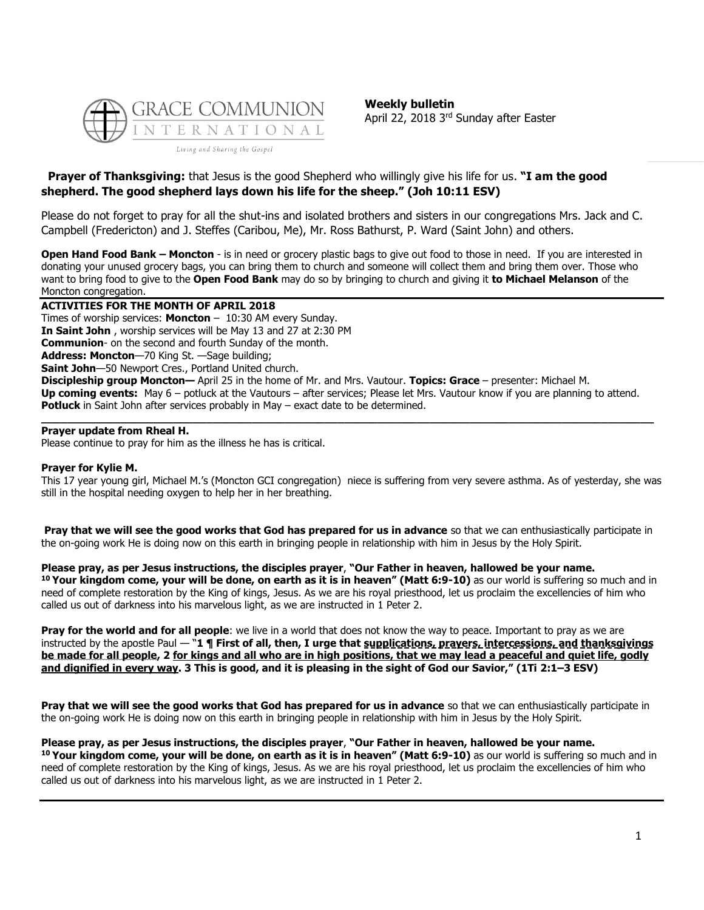GRACE COMMUNION INTERNATIONAL

*Living and Sharing the Gospel*

**Weekly bulletin**
April 22, 2018 3rd Sunday after Easter

**Prayer of Thanksgiving:** that Jesus is the good Shepherd who willingly give his life for us. **"I am the good shepherd. The good shepherd lays down his life for the sheep." (Joh 10:11 ESV)**

Please do not forget to pray for all the shut-ins and isolated brothers and sisters in our congregations Mrs. Jack and C. Campbell (Fredericton) and J. Steffes (Caribou, Me), Mr. Ross Bathurst, P. Ward (Saint John) and others.

**Open Hand Food Bank – Moncton** - is in need or grocery plastic bags to give out food to those in need. If you are interested in donating your unused grocery bags, you can bring them to church and someone will collect them and bring them over. Those who want to bring food to give to the **Open Food Bank** may do so by bringing to church and giving it **to Michael Melanson** of the Moncton congregation.

---

**ACTIVITIES FOR THE MONTH OF APRIL 2018**

Times of worship services: **Moncton** – 10:30 AM every Sunday.
**In Saint John** , worship services will be May 13 and 27 at 2:30 PM
**Communion**- on the second and fourth Sunday of the month.
**Address: Moncton**—70 King St. —Sage building;
**Saint John**—50 Newport Cres., Portland United church.
**Discipleship group Moncton—** April 25 in the home of Mr. and Mrs. Vautour. **Topics: Grace** – presenter: Michael M.
**Up coming events:** May 6 – potluck at the Vautours – after services; Please let Mrs. Vautour know if you are planning to attend.
**Potluck** in Saint John after services probably in May – exact date to be determined.

---

**Prayer update from Rheal H.**
Please continue to pray for him as the illness he has is critical.

**Prayer for Kylie M.**
This 17 year young girl, Michael M.'s (Moncton GCI congregation) niece is suffering from very severe asthma. As of yesterday, she was still in the hospital needing oxygen to help her in her breathing.

**Pray that we will see the good works that God has prepared for us in advance** so that we can enthusiastically participate in the on-going work He is doing now on this earth in bringing people in relationship with him in Jesus by the Holy Spirit.

**Please pray, as per Jesus instructions, the disciples prayer**, **"Our Father in heaven, hallowed be your name.**
**10 Your kingdom come, your will be done, on earth as it is in heaven" (Matt 6:9-10)** as our world is suffering so much and in need of complete restoration by the King of kings, Jesus. As we are his royal priesthood, let us proclaim the excellencies of him who called us out of darkness into his marvelous light, as we are instructed in 1 Peter 2.

**Pray for the world and for all people**: we live in a world that does not know the way to peace. Important to pray as we are instructed by the apostle Paul — **"1 ¶ First of all, then, I urge that <u>supplications, prayers, intercessions, and thanksgivings be made for all people</u>, 2 <u>for kings and all who are in high positions, that we may lead a peaceful and quiet life, godly and dignified in every way</u>. 3 This is good, and it is pleasing in the sight of God our Savior," (1Ti 2:1–3 ESV)**

**Pray that we will see the good works that God has prepared for us in advance** so that we can enthusiastically participate in the on-going work He is doing now on this earth in bringing people in relationship with him in Jesus by the Holy Spirit.

**Please pray, as per Jesus instructions, the disciples prayer**, **"Our Father in heaven, hallowed be your name.**
**10 Your kingdom come, your will be done, on earth as it is in heaven" (Matt 6:9-10)** as our world is suffering so much and in need of complete restoration by the King of kings, Jesus. As we are his royal priesthood, let us proclaim the excellencies of him who called us out of darkness into his marvelous light, as we are instructed in 1 Peter 2.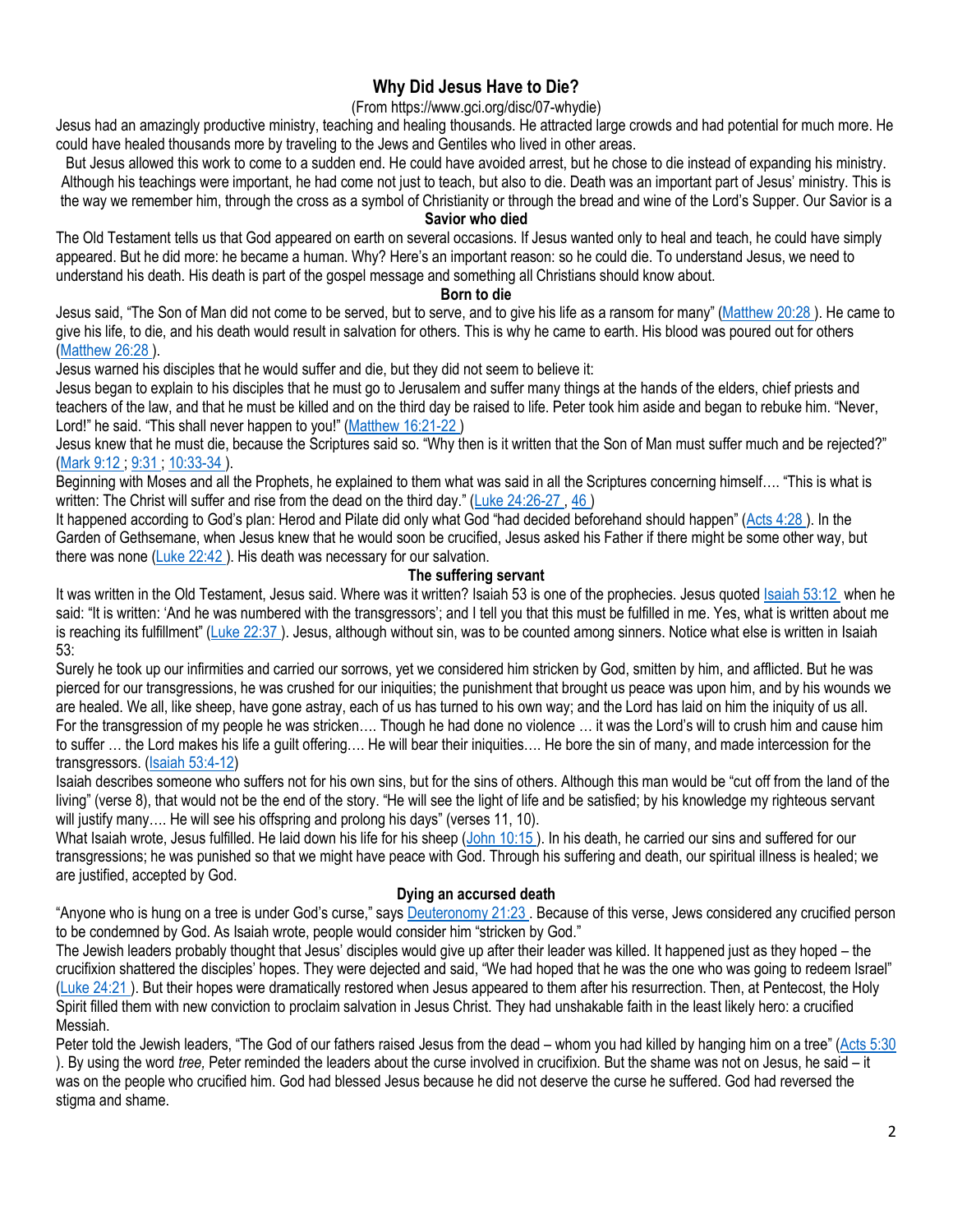# Why Did Jesus Have to Die?

(From https://www.gci.org/disc/07-whydie)

Jesus had an amazingly productive ministry, teaching and healing thousands. He attracted large crowds and had potential for much more. He could have healed thousands more by traveling to the Jews and Gentiles who lived in other areas.

But Jesus allowed this work to come to a sudden end. He could have avoided arrest, but he chose to die instead of expanding his ministry. Although his teachings were important, he had come not just to teach, but also to die. Death was an important part of Jesus' ministry. This is the way we remember him, through the cross as a symbol of Christianity or through the bread and wine of the Lord's Supper. Our Savior is a

**Savior who died**

The Old Testament tells us that God appeared on earth on several occasions. If Jesus wanted only to heal and teach, he could have simply appeared. But he did more: he became a human. Why? Here's an important reason: so he could die. To understand Jesus, we need to understand his death. His death is part of the gospel message and something all Christians should know about.

## Born to die

Jesus said, "The Son of Man did not come to be served, but to serve, and to give his life as a ransom for many" (Matthew 20:28 ). He came to give his life, to die, and his death would result in salvation for others. This is why he came to earth. His blood was poured out for others (Matthew 26:28 ).

Jesus warned his disciples that he would suffer and die, but they did not seem to believe it:

Jesus began to explain to his disciples that he must go to Jerusalem and suffer many things at the hands of the elders, chief priests and teachers of the law, and that he must be killed and on the third day be raised to life. Peter took him aside and began to rebuke him. "Never, Lord!" he said. "This shall never happen to you!" (Matthew 16:21-22 )

Jesus knew that he must die, because the Scriptures said so. "Why then is it written that the Son of Man must suffer much and be rejected?" (Mark 9:12 ; 9:31 ; 10:33-34 ).

Beginning with Moses and all the Prophets, he explained to them what was said in all the Scriptures concerning himself…. "This is what is written: The Christ will suffer and rise from the dead on the third day." (Luke 24:26-27 , 46 )

It happened according to God's plan: Herod and Pilate did only what God "had decided beforehand should happen" (Acts 4:28 ). In the Garden of Gethsemane, when Jesus knew that he would soon be crucified, Jesus asked his Father if there might be some other way, but there was none (Luke 22:42 ). His death was necessary for our salvation.

## The suffering servant

It was written in the Old Testament, Jesus said. Where was it written? Isaiah 53 is one of the prophecies. Jesus quoted Isaiah 53:12 when he said: "It is written: 'And he was numbered with the transgressors'; and I tell you that this must be fulfilled in me. Yes, what is written about me is reaching its fulfillment" (Luke 22:37 ). Jesus, although without sin, was to be counted among sinners. Notice what else is written in Isaiah 53:

Surely he took up our infirmities and carried our sorrows, yet we considered him stricken by God, smitten by him, and afflicted. But he was pierced for our transgressions, he was crushed for our iniquities; the punishment that brought us peace was upon him, and by his wounds we are healed. We all, like sheep, have gone astray, each of us has turned to his own way; and the Lord has laid on him the iniquity of us all. For the transgression of my people he was stricken…. Though he had done no violence … it was the Lord's will to crush him and cause him to suffer … the Lord makes his life a guilt offering…. He will bear their iniquities…. He bore the sin of many, and made intercession for the transgressors. (Isaiah 53:4-12)

Isaiah describes someone who suffers not for his own sins, but for the sins of others. Although this man would be "cut off from the land of the living" (verse 8), that would not be the end of the story. "He will see the light of life and be satisfied; by his knowledge my righteous servant will justify many…. He will see his offspring and prolong his days" (verses 11, 10).

What Isaiah wrote, Jesus fulfilled. He laid down his life for his sheep (John 10:15 ). In his death, he carried our sins and suffered for our transgressions; he was punished so that we might have peace with God. Through his suffering and death, our spiritual illness is healed; we are justified, accepted by God.

## Dying an accursed death

"Anyone who is hung on a tree is under God's curse," says Deuteronomy 21:23 . Because of this verse, Jews considered any crucified person to be condemned by God. As Isaiah wrote, people would consider him "stricken by God."

The Jewish leaders probably thought that Jesus' disciples would give up after their leader was killed. It happened just as they hoped – the crucifixion shattered the disciples' hopes. They were dejected and said, "We had hoped that he was the one who was going to redeem Israel" (Luke 24:21 ). But their hopes were dramatically restored when Jesus appeared to them after his resurrection. Then, at Pentecost, the Holy Spirit filled them with new conviction to proclaim salvation in Jesus Christ. They had unshakable faith in the least likely hero: a crucified Messiah.

Peter told the Jewish leaders, "The God of our fathers raised Jesus from the dead – whom you had killed by hanging him on a tree" (Acts 5:30 ). By using the word *tree,* Peter reminded the leaders about the curse involved in crucifixion. But the shame was not on Jesus, he said – it was on the people who crucified him. God had blessed Jesus because he did not deserve the curse he suffered. God had reversed the stigma and shame.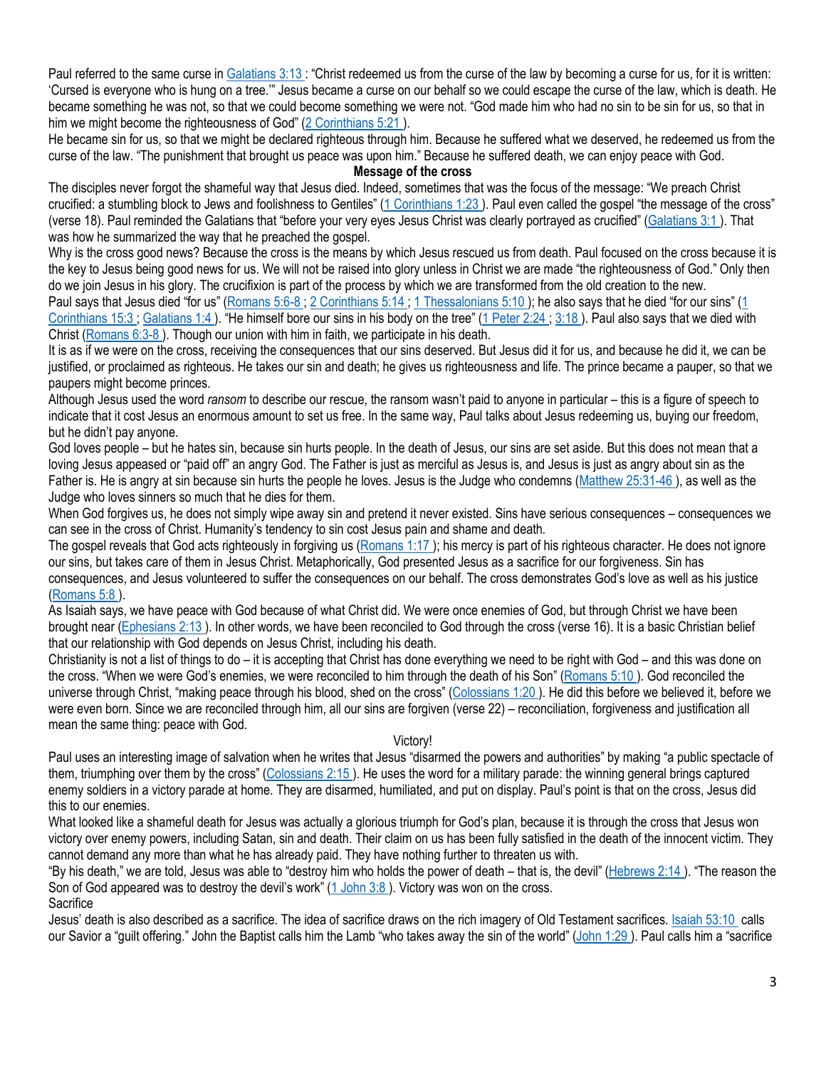Paul referred to the same curse in Galatians 3:13 : "Christ redeemed us from the curse of the law by becoming a curse for us, for it is written: 'Cursed is everyone who is hung on a tree.'" Jesus became a curse on our behalf so we could escape the curse of the law, which is death. He became something he was not, so that we could become something we were not. "God made him who had no sin to be sin for us, so that in him we might become the righteousness of God" (2 Corinthians 5:21 ).

He became sin for us, so that we might be declared righteous through him. Because he suffered what we deserved, he redeemed us from the curse of the law. "The punishment that brought us peace was upon him." Because he suffered death, we can enjoy peace with God.

**Message of the cross**

The disciples never forgot the shameful way that Jesus died. Indeed, sometimes that was the focus of the message: "We preach Christ crucified: a stumbling block to Jews and foolishness to Gentiles" (1 Corinthians 1:23 ). Paul even called the gospel "the message of the cross" (verse 18). Paul reminded the Galatians that "before your very eyes Jesus Christ was clearly portrayed as crucified" (Galatians 3:1 ). That was how he summarized the way that he preached the gospel.

Why is the cross good news? Because the cross is the means by which Jesus rescued us from death. Paul focused on the cross because it is the key to Jesus being good news for us. We will not be raised into glory unless in Christ we are made "the righteousness of God." Only then do we join Jesus in his glory. The crucifixion is part of the process by which we are transformed from the old creation to the new.

Paul says that Jesus died "for us" (Romans 5:6-8 ; 2 Corinthians 5:14 ; 1 Thessalonians 5:10 ); he also says that he died "for our sins" (1 Corinthians 15:3 ; Galatians 1:4 ). "He himself bore our sins in his body on the tree" (1 Peter 2:24 ; 3:18 ). Paul also says that we died with Christ (Romans 6:3-8 ). Though our union with him in faith, we participate in his death.

It is as if we were on the cross, receiving the consequences that our sins deserved. But Jesus did it for us, and because he did it, we can be justified, or proclaimed as righteous. He takes our sin and death; he gives us righteousness and life. The prince became a pauper, so that we paupers might become princes.

Although Jesus used the word *ransom* to describe our rescue, the ransom wasn't paid to anyone in particular – this is a figure of speech to indicate that it cost Jesus an enormous amount to set us free. In the same way, Paul talks about Jesus redeeming us, buying our freedom, but he didn't pay anyone.

God loves people – but he hates sin, because sin hurts people. In the death of Jesus, our sins are set aside. But this does not mean that a loving Jesus appeased or "paid off" an angry God. The Father is just as merciful as Jesus is, and Jesus is just as angry about sin as the Father is. He is angry at sin because sin hurts the people he loves. Jesus is the Judge who condemns (Matthew 25:31-46 ), as well as the Judge who loves sinners so much that he dies for them.

When God forgives us, he does not simply wipe away sin and pretend it never existed. Sins have serious consequences – consequences we can see in the cross of Christ. Humanity's tendency to sin cost Jesus pain and shame and death.

The gospel reveals that God acts righteously in forgiving us (Romans 1:17 ); his mercy is part of his righteous character. He does not ignore our sins, but takes care of them in Jesus Christ. Metaphorically, God presented Jesus as a sacrifice for our forgiveness. Sin has consequences, and Jesus volunteered to suffer the consequences on our behalf. The cross demonstrates God's love as well as his justice (Romans 5:8 ).

As Isaiah says, we have peace with God because of what Christ did. We were once enemies of God, but through Christ we have been brought near (Ephesians 2:13 ). In other words, we have been reconciled to God through the cross (verse 16). It is a basic Christian belief that our relationship with God depends on Jesus Christ, including his death.

Christianity is not a list of things to do – it is accepting that Christ has done everything we need to be right with God – and this was done on the cross. "When we were God's enemies, we were reconciled to him through the death of his Son" (Romans 5:10 ). God reconciled the universe through Christ, "making peace through his blood, shed on the cross" (Colossians 1:20 ). He did this before we believed it, before we were even born. Since we are reconciled through him, all our sins are forgiven (verse 22) – reconciliation, forgiveness and justification all mean the same thing: peace with God.

Victory!

Paul uses an interesting image of salvation when he writes that Jesus "disarmed the powers and authorities" by making "a public spectacle of them, triumphing over them by the cross" (Colossians 2:15 ). He uses the word for a military parade: the winning general brings captured enemy soldiers in a victory parade at home. They are disarmed, humiliated, and put on display. Paul's point is that on the cross, Jesus did this to our enemies.

What looked like a shameful death for Jesus was actually a glorious triumph for God's plan, because it is through the cross that Jesus won victory over enemy powers, including Satan, sin and death. Their claim on us has been fully satisfied in the death of the innocent victim. They cannot demand any more than what he has already paid. They have nothing further to threaten us with.

"By his death," we are told, Jesus was able to "destroy him who holds the power of death – that is, the devil" (Hebrews 2:14 ). "The reason the Son of God appeared was to destroy the devil's work" (1 John 3:8 ). Victory was won on the cross.

Sacrifice

Jesus' death is also described as a sacrifice. The idea of sacrifice draws on the rich imagery of Old Testament sacrifices. Isaiah 53:10 calls our Savior a "guilt offering." John the Baptist calls him the Lamb "who takes away the sin of the world" (John 1:29 ). Paul calls him a "sacrifice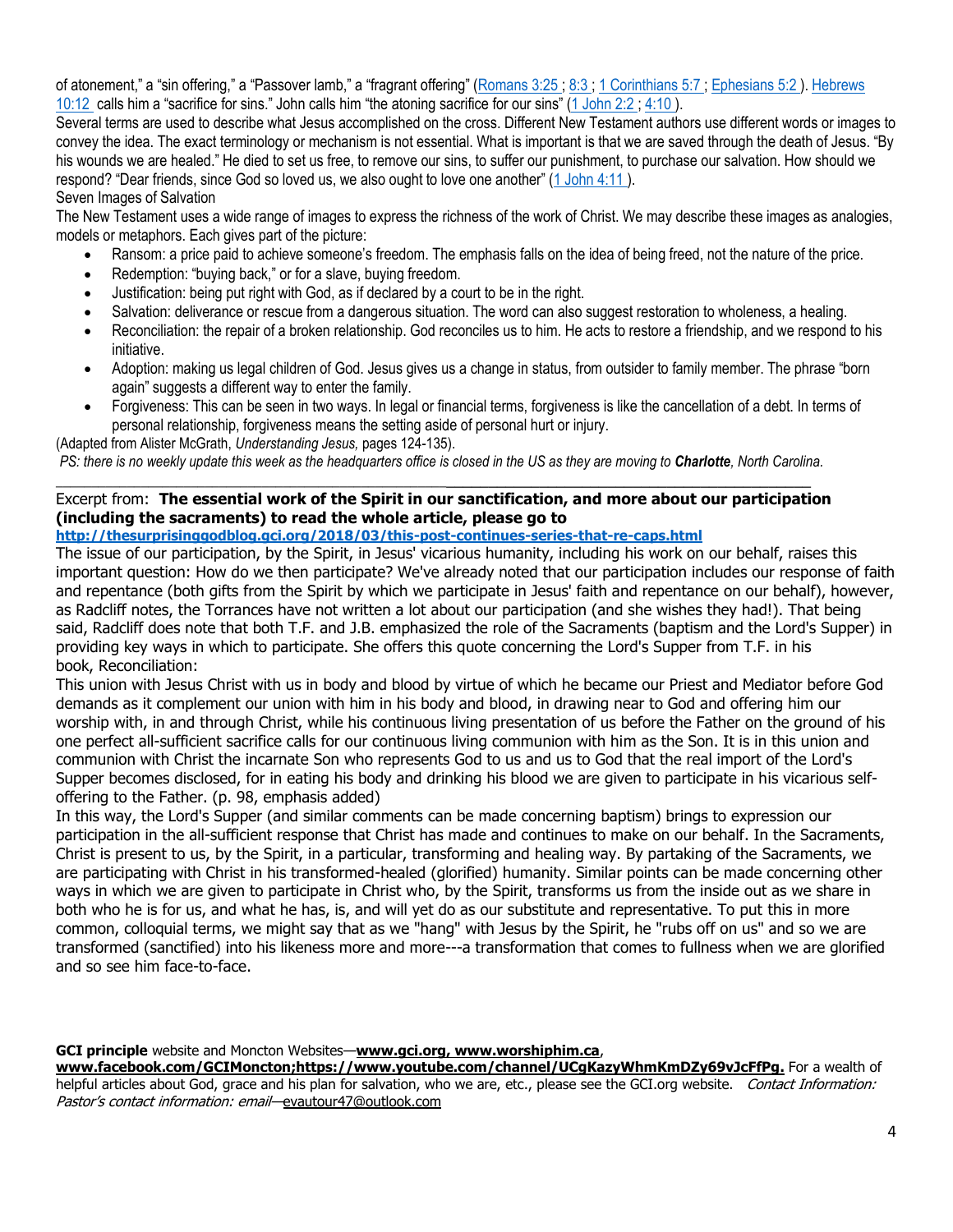of atonement," a "sin offering," a "Passover lamb," a "fragrant offering" (Romans 3:25 ; 8:3 ; 1 Corinthians 5:7 ; Ephesians 5:2 ). Hebrews 10:12 calls him a "sacrifice for sins." John calls him "the atoning sacrifice for our sins" (1 John 2:2 ; 4:10 ).

Several terms are used to describe what Jesus accomplished on the cross. Different New Testament authors use different words or images to convey the idea. The exact terminology or mechanism is not essential. What is important is that we are saved through the death of Jesus. "By his wounds we are healed." He died to set us free, to remove our sins, to suffer our punishment, to purchase our salvation. How should we respond? "Dear friends, since God so loved us, we also ought to love one another" (1 John 4:11 ).

Seven Images of Salvation

The New Testament uses a wide range of images to express the richness of the work of Christ. We may describe these images as analogies, models or metaphors. Each gives part of the picture:

- Ransom: a price paid to achieve someone's freedom. The emphasis falls on the idea of being freed, not the nature of the price.
- Redemption: "buying back," or for a slave, buying freedom.
- Justification: being put right with God, as if declared by a court to be in the right.
- Salvation: deliverance or rescue from a dangerous situation. The word can also suggest restoration to wholeness, a healing.
- Reconciliation: the repair of a broken relationship. God reconciles us to him. He acts to restore a friendship, and we respond to his initiative.
- Adoption: making us legal children of God. Jesus gives us a change in status, from outsider to family member. The phrase "born again" suggests a different way to enter the family.
- Forgiveness: This can be seen in two ways. In legal or financial terms, forgiveness is like the cancellation of a debt. In terms of personal relationship, forgiveness means the setting aside of personal hurt or injury.

(Adapted from Alister McGrath, *Understanding Jesus,* pages 124-135).

*PS: there is no weekly update this week as the headquarters office is closed in the US as they are moving to **Charlotte**, North Carolina.*

---

Excerpt from: **The essential work of the Spirit in our sanctification, and more about our participation (including the sacraments) to read the whole article, please go to**
**http://thesurprisinggodblog.gci.org/2018/03/this-post-continues-series-that-re-caps.html**

The issue of our participation, by the Spirit, in Jesus' vicarious humanity, including his work on our behalf, raises this important question: How do we then participate? We've already noted that our participation includes our response of faith and repentance (both gifts from the Spirit by which we participate in Jesus' faith and repentance on our behalf), however, as Radcliff notes, the Torrances have not written a lot about our participation (and she wishes they had!). That being said, Radcliff does note that both T.F. and J.B. emphasized the role of the Sacraments (baptism and the Lord's Supper) in providing key ways in which to participate. She offers this quote concerning the Lord's Supper from T.F. in his book, Reconciliation:

This union with Jesus Christ with us in body and blood by virtue of which he became our Priest and Mediator before God demands as it complement our union with him in his body and blood, in drawing near to God and offering him our worship with, in and through Christ, while his continuous living presentation of us before the Father on the ground of his one perfect all-sufficient sacrifice calls for our continuous living communion with him as the Son. It is in this union and communion with Christ the incarnate Son who represents God to us and us to God that the real import of the Lord's Supper becomes disclosed, for in eating his body and drinking his blood we are given to participate in his vicarious self-offering to the Father. (p. 98, emphasis added)

In this way, the Lord's Supper (and similar comments can be made concerning baptism) brings to expression our participation in the all-sufficient response that Christ has made and continues to make on our behalf. In the Sacraments, Christ is present to us, by the Spirit, in a particular, transforming and healing way. By partaking of the Sacraments, we are participating with Christ in his transformed-healed (glorified) humanity. Similar points can be made concerning other ways in which we are given to participate in Christ who, by the Spirit, transforms us from the inside out as we share in both who he is for us, and what he has, is, and will yet do as our substitute and representative. To put this in more common, colloquial terms, we might say that as we "hang" with Jesus by the Spirit, he "rubs off on us" and so we are transformed (sanctified) into his likeness more and more---a transformation that comes to fullness when we are glorified and so see him face-to-face.

**GCI principle** website and Moncton Websites—**www.gci.org, www.worshiphim.ca**, **www.facebook.com/GCIMoncton;https://www.youtube.com/channel/UCgKazyWhmKmDZy69vJcFfPg.** For a wealth of helpful articles about God, grace and his plan for salvation, who we are, etc., please see the GCI.org website. *Contact Information: Pastor's contact information: email*—evautour47@outlook.com